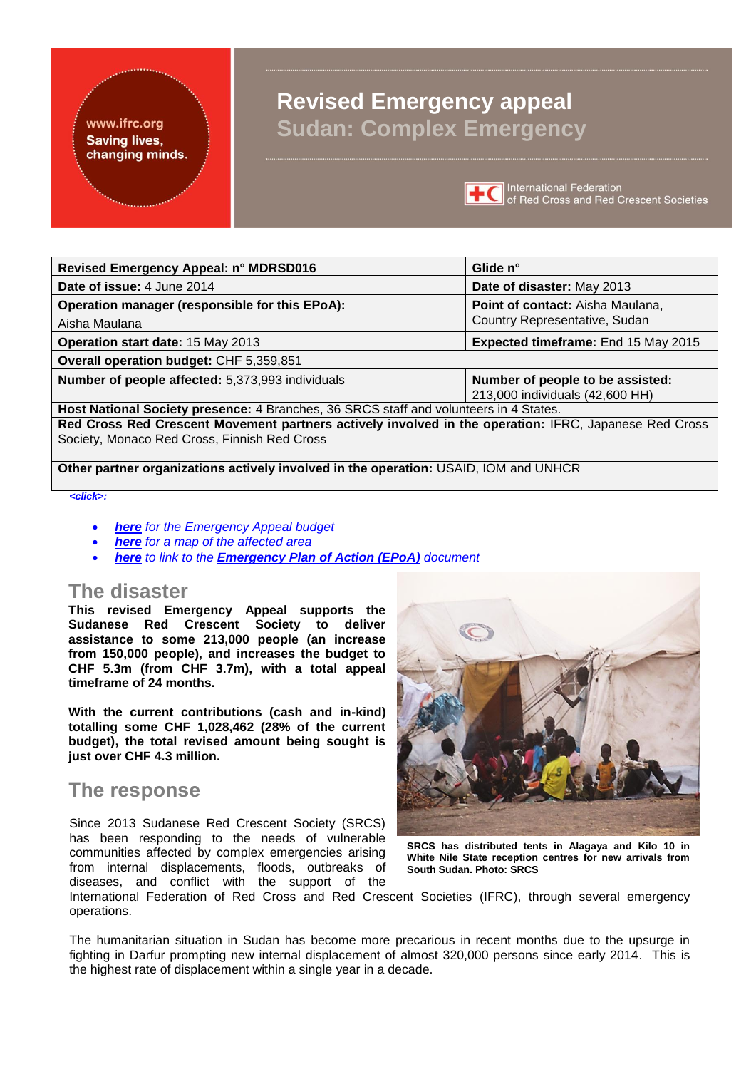www.ifrc.org
Saving lives, changing minds.

# Revised Emergency appeal
## Sudan: Complex Emergency

International Federation of Red Cross and Red Crescent Societies

| Revised Emergency Appeal: n° MDRSD016 | Glide n° |
|---|---|
| **Date of issue:** 4 June 2014 | **Date of disaster:** May 2013 |
| **Operation manager (responsible for this EPoA):** Aisha Maulana | **Point of contact:** Aisha Maulana, Country Representative, Sudan |
| **Operation start date:** 15 May 2013 | **Expected timeframe:** End 15 May 2015 |
| **Overall operation budget:** CHF 5,359,851 | |
| **Number of people affected:** 5,373,993 individuals | **Number of people to be assisted:** 213,000 individuals (42,600 HH) |
| **Host National Society presence:** 4 Branches, 36 SRCS staff and volunteers in 4 States. | |
| **Red Cross Red Crescent Movement partners actively involved in the operation:** IFRC, Japanese Red Cross Society, Monaco Red Cross, Finnish Red Cross | |
| **Other partner organizations actively involved in the operation:** USAID, IOM and UNHCR | |

*<click>:*

- ***here*** *for the Emergency Appeal budget*
- ***here*** *for a map of the affected area*
- ***here*** *to link to the* ***Emergency Plan of Action (EPoA)*** *document*

## The disaster

**This revised Emergency Appeal supports the Sudanese Red Crescent Society to deliver assistance to some 213,000 people (an increase from 150,000 people), and increases the budget to CHF 5.3m (from CHF 3.7m), with a total appeal timeframe of 24 months.**

**With the current contributions (cash and in-kind) totalling some CHF 1,028,462 (28% of the current budget), the total revised amount being sought is just over CHF 4.3 million.**

**SRCS has distributed tents in Alagaya and Kilo 10 in White Nile State reception centres for new arrivals from South Sudan. Photo: SRCS**

## The response

Since 2013 Sudanese Red Crescent Society (SRCS) has been responding to the needs of vulnerable communities affected by complex emergencies arising from internal displacements, floods, outbreaks of diseases, and conflict with the support of the International Federation of Red Cross and Red Crescent Societies (IFRC), through several emergency operations.

The humanitarian situation in Sudan has become more precarious in recent months due to the upsurge in fighting in Darfur prompting new internal displacement of almost 320,000 persons since early 2014. This is the highest rate of displacement within a single year in a decade.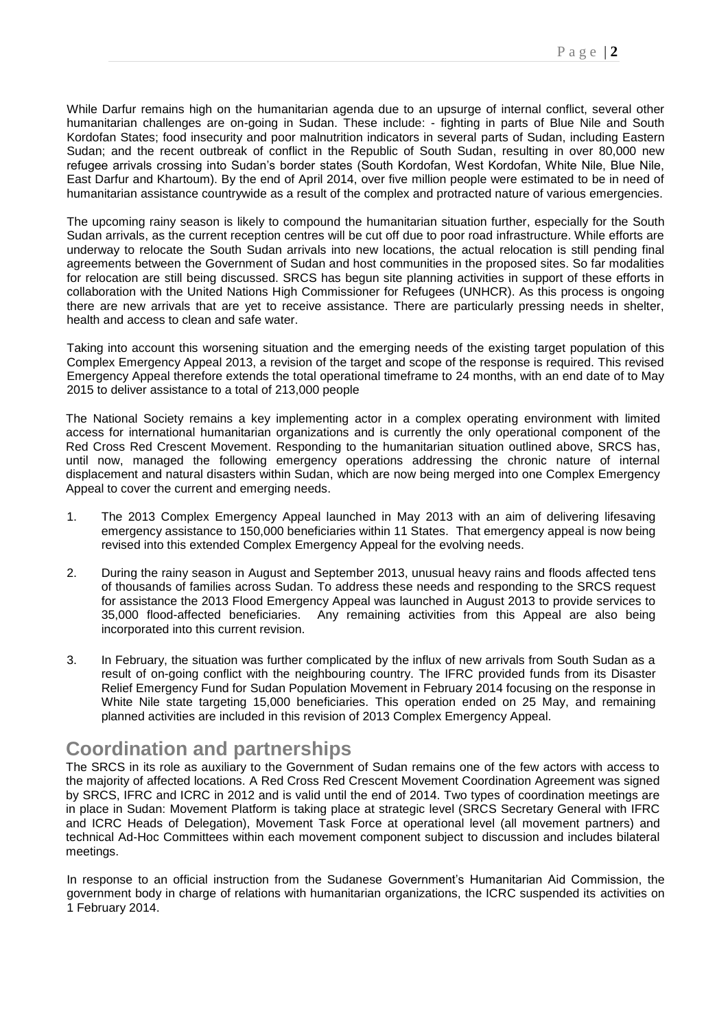While Darfur remains high on the humanitarian agenda due to an upsurge of internal conflict, several other humanitarian challenges are on-going in Sudan. These include: - fighting in parts of Blue Nile and South Kordofan States; food insecurity and poor malnutrition indicators in several parts of Sudan, including Eastern Sudan; and the recent outbreak of conflict in the Republic of South Sudan, resulting in over 80,000 new refugee arrivals crossing into Sudan's border states (South Kordofan, West Kordofan, White Nile, Blue Nile, East Darfur and Khartoum). By the end of April 2014, over five million people were estimated to be in need of humanitarian assistance countrywide as a result of the complex and protracted nature of various emergencies.

The upcoming rainy season is likely to compound the humanitarian situation further, especially for the South Sudan arrivals, as the current reception centres will be cut off due to poor road infrastructure. While efforts are underway to relocate the South Sudan arrivals into new locations, the actual relocation is still pending final agreements between the Government of Sudan and host communities in the proposed sites. So far modalities for relocation are still being discussed. SRCS has begun site planning activities in support of these efforts in collaboration with the United Nations High Commissioner for Refugees (UNHCR). As this process is ongoing there are new arrivals that are yet to receive assistance. There are particularly pressing needs in shelter, health and access to clean and safe water.

Taking into account this worsening situation and the emerging needs of the existing target population of this Complex Emergency Appeal 2013, a revision of the target and scope of the response is required. This revised Emergency Appeal therefore extends the total operational timeframe to 24 months, with an end date of to May 2015 to deliver assistance to a total of 213,000 people

The National Society remains a key implementing actor in a complex operating environment with limited access for international humanitarian organizations and is currently the only operational component of the Red Cross Red Crescent Movement. Responding to the humanitarian situation outlined above, SRCS has, until now, managed the following emergency operations addressing the chronic nature of internal displacement and natural disasters within Sudan, which are now being merged into one Complex Emergency Appeal to cover the current and emerging needs.

1. The 2013 Complex Emergency Appeal launched in May 2013 with an aim of delivering lifesaving emergency assistance to 150,000 beneficiaries within 11 States. That emergency appeal is now being revised into this extended Complex Emergency Appeal for the evolving needs.

2. During the rainy season in August and September 2013, unusual heavy rains and floods affected tens of thousands of families across Sudan. To address these needs and responding to the SRCS request for assistance the 2013 Flood Emergency Appeal was launched in August 2013 to provide services to 35,000 flood-affected beneficiaries. Any remaining activities from this Appeal are also being incorporated into this current revision.

3. In February, the situation was further complicated by the influx of new arrivals from South Sudan as a result of on-going conflict with the neighbouring country. The IFRC provided funds from its Disaster Relief Emergency Fund for Sudan Population Movement in February 2014 focusing on the response in White Nile state targeting 15,000 beneficiaries. This operation ended on 25 May, and remaining planned activities are included in this revision of 2013 Complex Emergency Appeal.

## Coordination and partnerships

The SRCS in its role as auxiliary to the Government of Sudan remains one of the few actors with access to the majority of affected locations. A Red Cross Red Crescent Movement Coordination Agreement was signed by SRCS, IFRC and ICRC in 2012 and is valid until the end of 2014. Two types of coordination meetings are in place in Sudan: Movement Platform is taking place at strategic level (SRCS Secretary General with IFRC and ICRC Heads of Delegation), Movement Task Force at operational level (all movement partners) and technical Ad-Hoc Committees within each movement component subject to discussion and includes bilateral meetings.

In response to an official instruction from the Sudanese Government's Humanitarian Aid Commission, the government body in charge of relations with humanitarian organizations, the ICRC suspended its activities on 1 February 2014.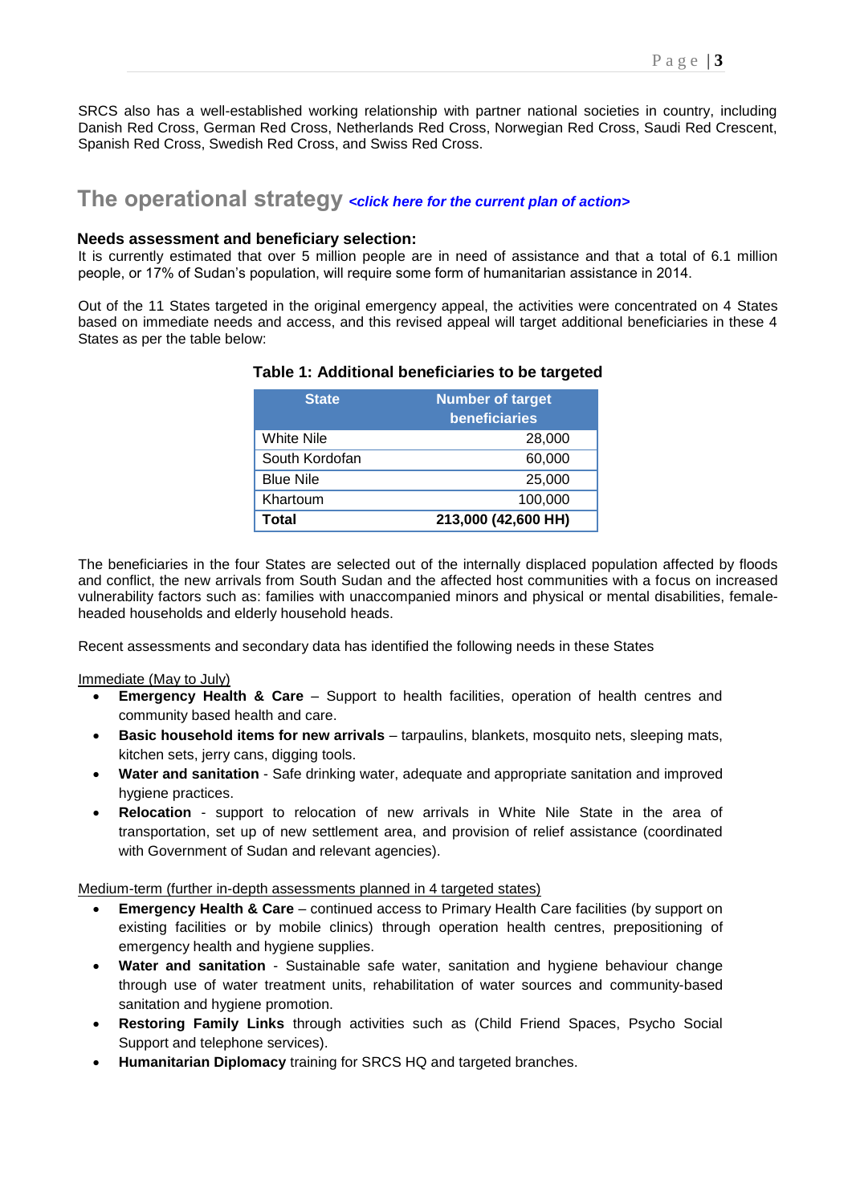SRCS also has a well-established working relationship with partner national societies in country, including Danish Red Cross, German Red Cross, Netherlands Red Cross, Norwegian Red Cross, Saudi Red Crescent, Spanish Red Cross, Swedish Red Cross, and Swiss Red Cross.

## The operational strategy *<click here for the current plan of action>*

### Needs assessment and beneficiary selection:

It is currently estimated that over 5 million people are in need of assistance and that a total of 6.1 million people, or 17% of Sudan's population, will require some form of humanitarian assistance in 2014.

Out of the 11 States targeted in the original emergency appeal, the activities were concentrated on 4 States based on immediate needs and access, and this revised appeal will target additional beneficiaries in these 4 States as per the table below:

**Table 1: Additional beneficiaries to be targeted**

| State | Number of target beneficiaries |
|---|---|
| White Nile | 28,000 |
| South Kordofan | 60,000 |
| Blue Nile | 25,000 |
| Khartoum | 100,000 |
| **Total** | **213,000 (42,600 HH)** |

The beneficiaries in the four States are selected out of the internally displaced population affected by floods and conflict, the new arrivals from South Sudan and the affected host communities with a focus on increased vulnerability factors such as: families with unaccompanied minors and physical or mental disabilities, female-headed households and elderly household heads.

Recent assessments and secondary data has identified the following needs in these States

Immediate (May to July)

- **Emergency Health & Care** – Support to health facilities, operation of health centres and community based health and care.
- **Basic household items for new arrivals** – tarpaulins, blankets, mosquito nets, sleeping mats, kitchen sets, jerry cans, digging tools.
- **Water and sanitation** - Safe drinking water, adequate and appropriate sanitation and improved hygiene practices.
- **Relocation** - support to relocation of new arrivals in White Nile State in the area of transportation, set up of new settlement area, and provision of relief assistance (coordinated with Government of Sudan and relevant agencies).

Medium-term (further in-depth assessments planned in 4 targeted states)

- **Emergency Health & Care** – continued access to Primary Health Care facilities (by support on existing facilities or by mobile clinics) through operation health centres, prepositioning of emergency health and hygiene supplies.
- **Water and sanitation** - Sustainable safe water, sanitation and hygiene behaviour change through use of water treatment units, rehabilitation of water sources and community-based sanitation and hygiene promotion.
- **Restoring Family Links** through activities such as (Child Friend Spaces, Psycho Social Support and telephone services).
- **Humanitarian Diplomacy** training for SRCS HQ and targeted branches.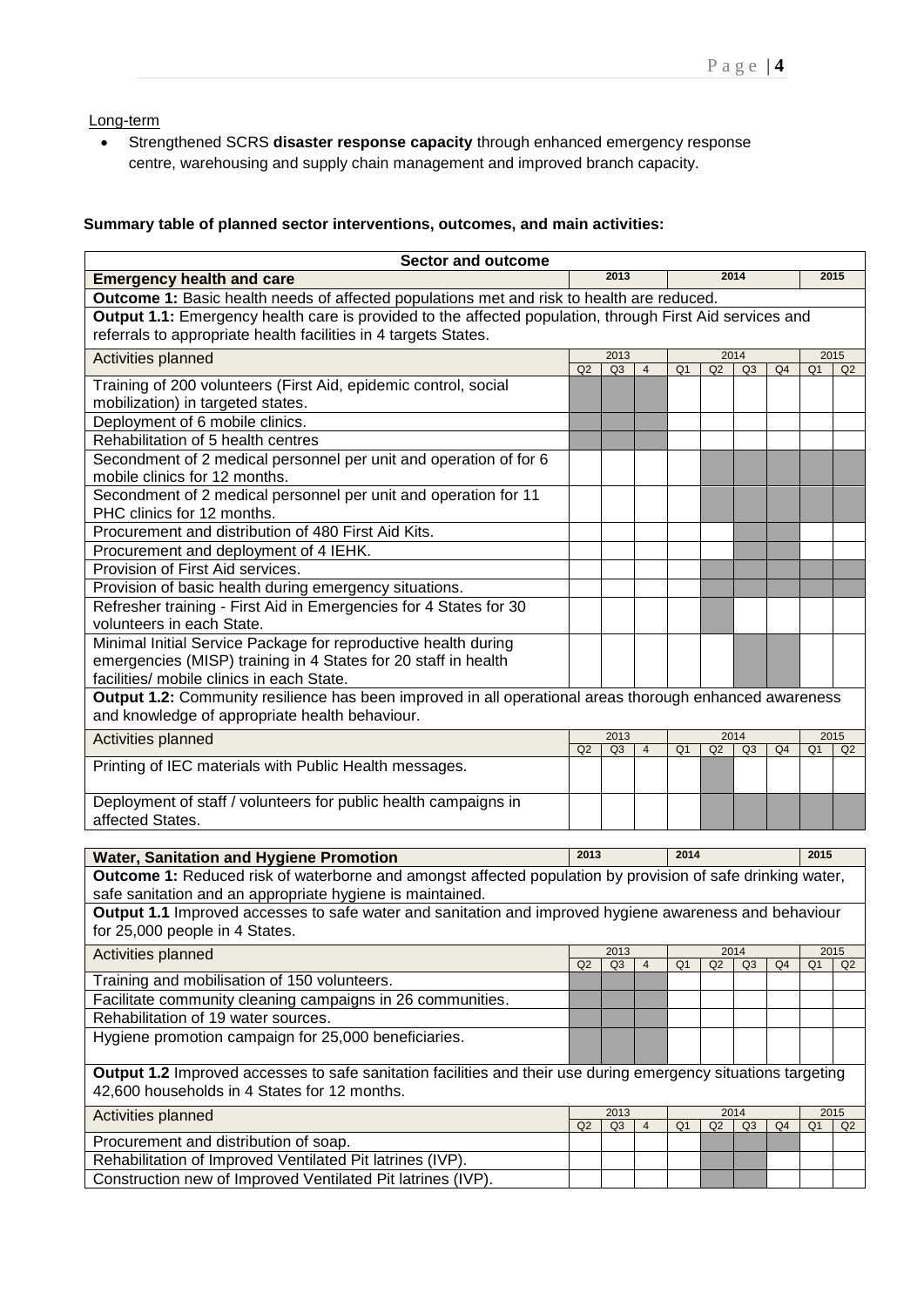Long-term

- Strengthened SCRS **disaster response capacity** through enhanced emergency response centre, warehousing and supply chain management and improved branch capacity.

**Summary table of planned sector interventions, outcomes, and main activities:**

Shaded (scheduled) quarters in the original chart are marked with X.

| Sector and outcome | | | | | | | | | |
|---|---|---|---|---|---|---|---|---|---|
| **Emergency health and care** | 2013 | | | 2014 | | | | 2015 | |
| **Outcome 1:** Basic health needs of affected populations met and risk to health are reduced. | | | | | | | | | |
| **Output 1.1:** Emergency health care is provided to the affected population, through First Aid services and referrals to appropriate health facilities in 4 targets States. | | | | | | | | | |
| Activities planned | 2013 | | | 2014 | | | | 2015 | |
| | Q2 | Q3 | 4 | Q1 | Q2 | Q3 | Q4 | Q1 | Q2 |
| Training of 200 volunteers (First Aid, epidemic control, social mobilization) in targeted states. | X | X | X | | | | | | |
| Deployment of 6 mobile clinics. | X | X | X | | | | | | |
| Rehabilitation of 5 health centres | X | X | X | | | | | | |
| Secondment of 2 medical personnel per unit and operation of for 6 mobile clinics for 12 months. | | | | | X | X | X | X | X |
| Secondment of 2 medical personnel per unit and operation for 11 PHC clinics for 12 months. | | | | | X | X | X | X | X |
| Procurement and distribution of 480 First Aid Kits. | | | | | | X | X | | |
| Procurement and deployment of 4 IEHK. | | | | | | X | X | | |
| Provision of First Aid services. | | | | | X | X | X | X | X |
| Provision of basic health during emergency situations. | | | | | X | X | X | X | X |
| Refresher training - First Aid in Emergencies for 4 States for 30 volunteers in each State. | | | | | X | | | | |
| Minimal Initial Service Package for reproductive health during emergencies (MISP) training in 4 States for 20 staff in health facilities/ mobile clinics in each State. | | | | | | X | X | | |
| **Output 1.2:** Community resilience has been improved in all operational areas thorough enhanced awareness and knowledge of appropriate health behaviour. | | | | | | | | | |
| Activities planned | 2013 | | | 2014 | | | | 2015 | |
| | Q2 | Q3 | 4 | Q1 | Q2 | Q3 | Q4 | Q1 | Q2 |
| Printing of IEC materials with Public Health messages. | | | | | X | | | | |
| Deployment of staff / volunteers for public health campaigns in affected States. | | | | | X | X | X | X | X |

| **Water, Sanitation and Hygiene Promotion** | 2013 | | | 2014 | | | | 2015 | |
|---|---|---|---|---|---|---|---|---|---|
| **Outcome 1:** Reduced risk of waterborne and amongst affected population by provision of safe drinking water, safe sanitation and an appropriate hygiene is maintained. | | | | | | | | | |
| **Output 1.1** Improved accesses to safe water and sanitation and improved hygiene awareness and behaviour for 25,000 people in 4 States. | | | | | | | | | |
| Activities planned | 2013 | | | 2014 | | | | 2015 | |
| | Q2 | Q3 | 4 | Q1 | Q2 | Q3 | Q4 | Q1 | Q2 |
| Training and mobilisation of 150 volunteers. | X | X | X | | | | | | |
| Facilitate community cleaning campaigns in 26 communities. | X | X | X | | | | | | |
| Rehabilitation of 19 water sources. | X | X | X | | | | | | |
| Hygiene promotion campaign for 25,000 beneficiaries. | X | X | X | | | | | | |
| **Output 1.2** Improved accesses to safe sanitation facilities and their use during emergency situations targeting 42,600 households in 4 States for 12 months. | | | | | | | | | |
| Activities planned | 2013 | | | 2014 | | | | 2015 | |
| | Q2 | Q3 | 4 | Q1 | Q2 | Q3 | Q4 | Q1 | Q2 |
| Procurement and distribution of soap. | | | | | X | X | X | | |
| Rehabilitation of Improved Ventilated Pit latrines (IVP). | | | | | X | X | | | |
| Construction new of Improved Ventilated Pit latrines (IVP). | | | | | X | X | | | |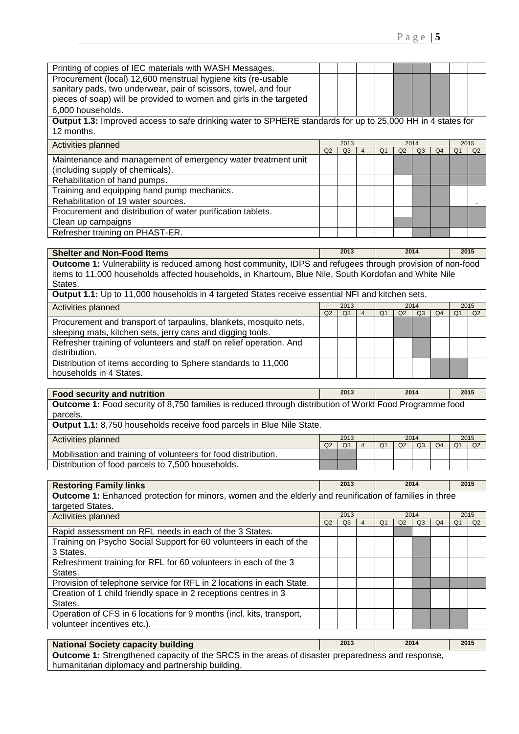| Activities planned | 2013 Q2 | 2013 Q3 | 2013 4 | 2014 Q1 | 2014 Q2 | 2014 Q3 | 2014 Q4 | 2015 Q1 | 2015 Q2 |
|---|---|---|---|---|---|---|---|---|---|
| Printing of copies of IEC materials with WASH Messages. | | | | | | | | | |
| Procurement (local) 12,600 menstrual hygiene kits (re-usable sanitary pads, two underwear, pair of scissors, towel, and four pieces of soap) will be provided to women and girls in the targeted 6,000 households. | | | | | | | | | |

**Output 1.3:** Improved access to safe drinking water to SPHERE standards for up to 25,000 HH in 4 states for 12 months.

| Activities planned | 2013 Q2 | 2013 Q3 | 2013 4 | 2014 Q1 | 2014 Q2 | 2014 Q3 | 2014 Q4 | 2015 Q1 | 2015 Q2 |
|---|---|---|---|---|---|---|---|---|---|
| Maintenance and management of emergency water treatment unit (including supply of chemicals). | | | | | | | | | |
| Rehabilitation of hand pumps. | | | | | | | | | |
| Training and equipping hand pump mechanics. | | | | | | | | | |
| Rehabilitation of 19 water sources. | | | | | | | | | . |
| Procurement and distribution of water purification tablets. | | | | | | | | | |
| Clean up campaigns | | | | | | | | | |
| Refresher training on PHAST-ER. | | | | | | | | | |

## Shelter and Non-Food Items

**Outcome 1:** Vulnerability is reduced among host community, IDPS and refugees through provision of non-food items to 11,000 households affected households, in Khartoum, Blue Nile, South Kordofan and White Nile States.

**Output 1.1:** Up to 11,000 households in 4 targeted States receive essential NFI and kitchen sets.

| Activities planned | 2013 Q2 | 2013 Q3 | 2013 4 | 2014 Q1 | 2014 Q2 | 2014 Q3 | 2014 Q4 | 2015 Q1 | 2015 Q2 |
|---|---|---|---|---|---|---|---|---|---|
| Procurement and transport of tarpaulins, blankets, mosquito nets, sleeping mats, kitchen sets, jerry cans and digging tools. | | | | | | | | | |
| Refresher training of volunteers and staff on relief operation. And distribution. | | | | | | | | | |
| Distribution of items according to Sphere standards to 11,000 households in 4 States. | | | | | | | | | |

## Food security and nutrition

**Outcome 1:** Food security of 8,750 families is reduced through distribution of World Food Programme food parcels.

**Output 1.1:** 8,750 households receive food parcels in Blue Nile State.

| Activities planned | 2013 Q2 | 2013 Q3 | 2013 4 | 2014 Q1 | 2014 Q2 | 2014 Q3 | 2014 Q4 | 2015 Q1 | 2015 Q2 |
|---|---|---|---|---|---|---|---|---|---|
| Mobilisation and training of volunteers for food distribution. | | | | | | | | | |
| Distribution of food parcels to 7,500 households. | | | | | | | | | |

## Restoring Family links

**Outcome 1:** Enhanced protection for minors, women and the elderly and reunification of families in three targeted States.

| Activities planned | 2013 Q2 | 2013 Q3 | 2013 4 | 2014 Q1 | 2014 Q2 | 2014 Q3 | 2014 Q4 | 2015 Q1 | 2015 Q2 |
|---|---|---|---|---|---|---|---|---|---|
| Rapid assessment on RFL needs in each of the 3 States. | | | | | | | | | |
| Training on Psycho Social Support for 60 volunteers in each of the 3 States. | | | | | | | | | |
| Refreshment training for RFL for 60 volunteers in each of the 3 States. | | | | | | | | | |
| Provision of telephone service for RFL in 2 locations in each State. | | | | | | | | | |
| Creation of 1 child friendly space in 2 receptions centres in 3 States. | | | | | | | | | |
| Operation of CFS in 6 locations for 9 months (incl. kits, transport, volunteer incentives etc.). | | | | | | | | | |

## National Society capacity building

**Outcome 1:** Strengthened capacity of the SRCS in the areas of disaster preparedness and response, humanitarian diplomacy and partnership building.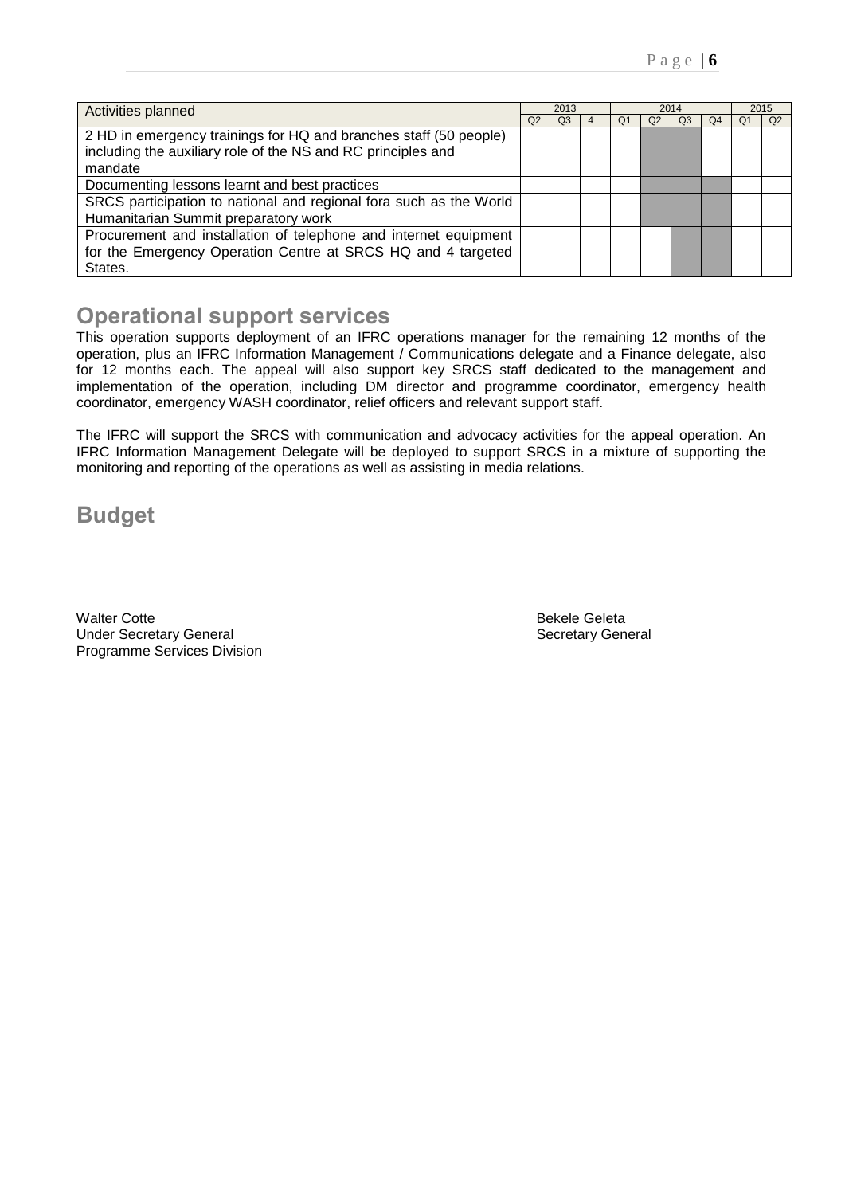| Activities planned | 2013 | | | 2014 | | | | 2015 | |
|---|---|---|---|---|---|---|---|---|---|
| | Q2 | Q3 | 4 | Q1 | Q2 | Q3 | Q4 | Q1 | Q2 |
| 2 HD in emergency trainings for HQ and branches staff (50 people) including the auxiliary role of the NS and RC principles and mandate | | | | | | | | | |
| Documenting lessons learnt and best practices | | | | | | | | | |
| SRCS participation to national and regional fora such as the World Humanitarian Summit preparatory work | | | | | | | | | |
| Procurement and installation of telephone and internet equipment for the Emergency Operation Centre at SRCS HQ and 4 targeted States. | | | | | | | | | |

## Operational support services

This operation supports deployment of an IFRC operations manager for the remaining 12 months of the operation, plus an IFRC Information Management / Communications delegate and a Finance delegate, also for 12 months each. The appeal will also support key SRCS staff dedicated to the management and implementation of the operation, including DM director and programme coordinator, emergency health coordinator, emergency WASH coordinator, relief officers and relevant support staff.

The IFRC will support the SRCS with communication and advocacy activities for the appeal operation. An IFRC Information Management Delegate will be deployed to support SRCS in a mixture of supporting the monitoring and reporting of the operations as well as assisting in media relations.

## Budget

Walter Cotte
Under Secretary General
Programme Services Division

Bekele Geleta
Secretary General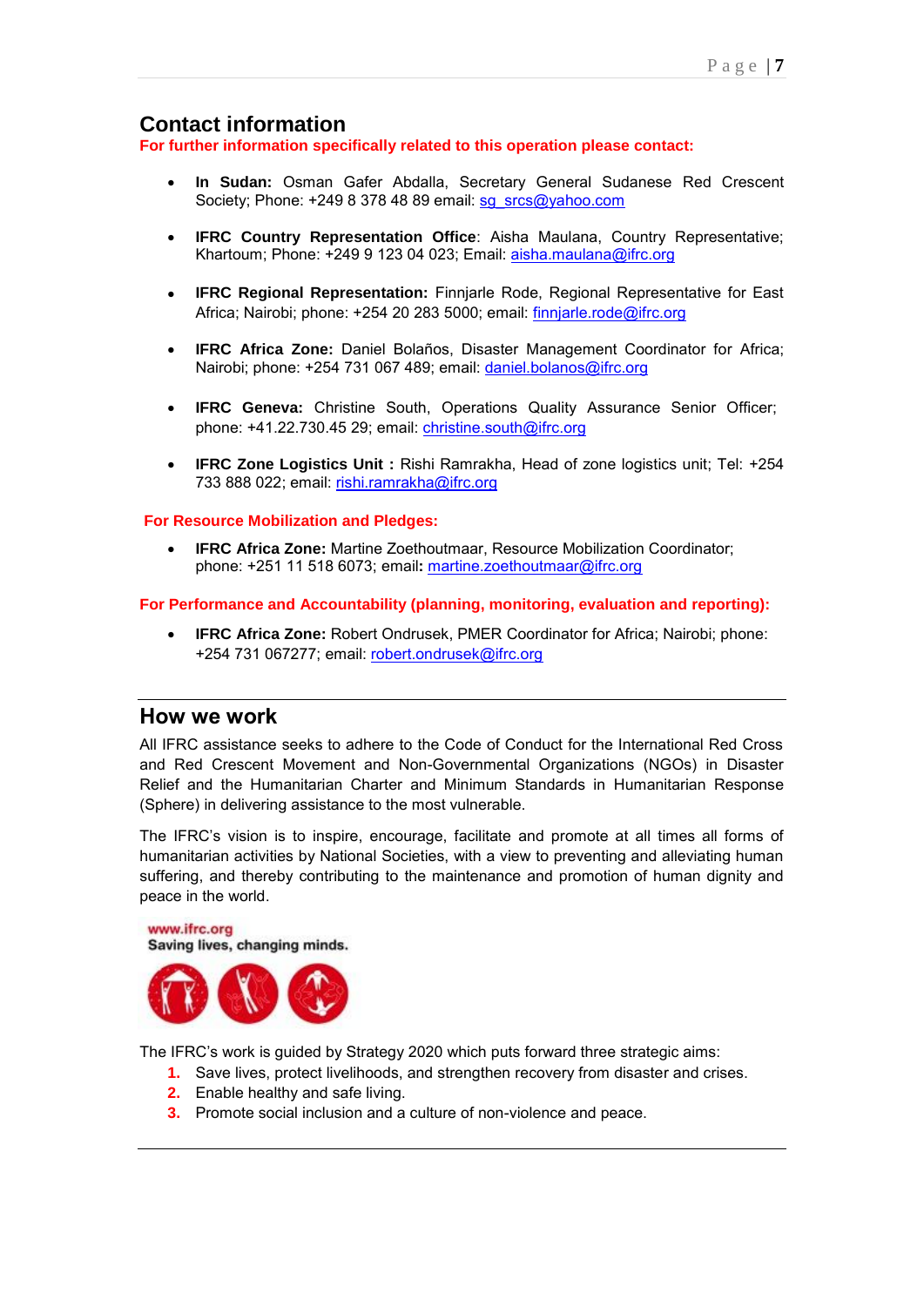## Contact information

**For further information specifically related to this operation please contact:**

- **In Sudan:** Osman Gafer Abdalla, Secretary General Sudanese Red Crescent Society; Phone: +249 8 378 48 89 email: sg_srcs@yahoo.com
- **IFRC Country Representation Office**: Aisha Maulana, Country Representative; Khartoum; Phone: +249 9 123 04 023; Email: aisha.maulana@ifrc.org
- **IFRC Regional Representation:** Finnjarle Rode, Regional Representative for East Africa; Nairobi; phone: +254 20 283 5000; email: finnjarle.rode@ifrc.org
- **IFRC Africa Zone:** Daniel Bolaños, Disaster Management Coordinator for Africa; Nairobi; phone: +254 731 067 489; email: daniel.bolanos@ifrc.org
- **IFRC Geneva:** Christine South, Operations Quality Assurance Senior Officer; phone: +41.22.730.45 29; email: christine.south@ifrc.org
- **IFRC Zone Logistics Unit :** Rishi Ramrakha, Head of zone logistics unit; Tel: +254 733 888 022; email: rishi.ramrakha@ifrc.org

**For Resource Mobilization and Pledges:**

- **IFRC Africa Zone:** Martine Zoethoutmaar, Resource Mobilization Coordinator; phone: +251 11 518 6073; email**:** martine.zoethoutmaar@ifrc.org

**For Performance and Accountability (planning, monitoring, evaluation and reporting):**

- **IFRC Africa Zone:** Robert Ondrusek, PMER Coordinator for Africa; Nairobi; phone: +254 731 067277; email: robert.ondrusek@ifrc.org

## How we work

All IFRC assistance seeks to adhere to the Code of Conduct for the International Red Cross and Red Crescent Movement and Non-Governmental Organizations (NGOs) in Disaster Relief and the Humanitarian Charter and Minimum Standards in Humanitarian Response (Sphere) in delivering assistance to the most vulnerable.

The IFRC's vision is to inspire, encourage, facilitate and promote at all times all forms of humanitarian activities by National Societies, with a view to preventing and alleviating human suffering, and thereby contributing to the maintenance and promotion of human dignity and peace in the world.

www.ifrc.org
Saving lives, changing minds.

The IFRC's work is guided by Strategy 2020 which puts forward three strategic aims:

1. Save lives, protect livelihoods, and strengthen recovery from disaster and crises.
2. Enable healthy and safe living.
3. Promote social inclusion and a culture of non-violence and peace.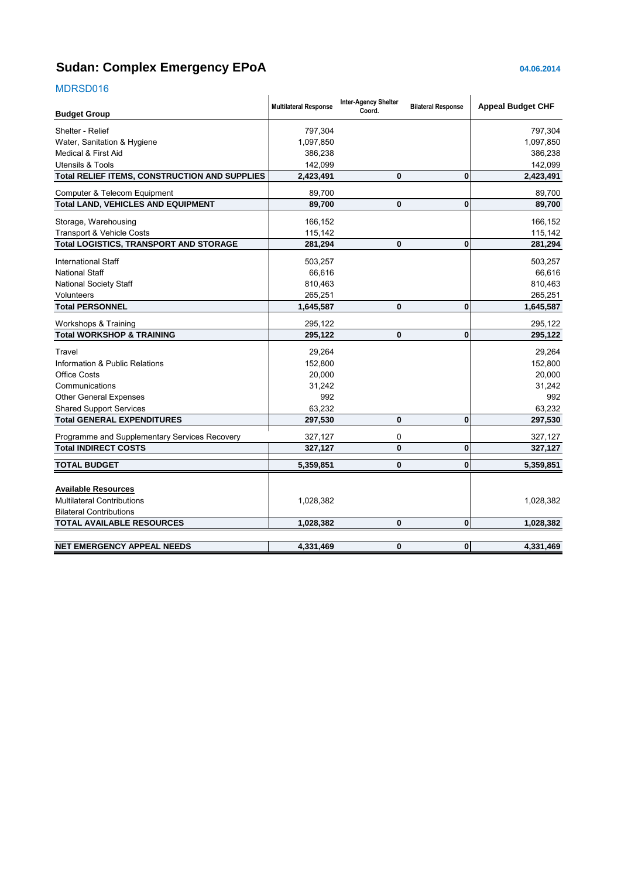# Sudan: Complex Emergency EPoA

04.06.2014

MDRSD016

| Budget Group | Multilateral Response | Inter-Agency Shelter Coord. | Bilateral Response | Appeal Budget CHF |
|---|---|---|---|---|
| Shelter - Relief | 797,304 | | | 797,304 |
| Water, Sanitation & Hygiene | 1,097,850 | | | 1,097,850 |
| Medical & First Aid | 386,238 | | | 386,238 |
| Utensils & Tools | 142,099 | | | 142,099 |
| **Total RELIEF ITEMS, CONSTRUCTION AND SUPPLIES** | **2,423,491** | **0** | **0** | **2,423,491** |
| Computer & Telecom Equipment | 89,700 | | | 89,700 |
| **Total LAND, VEHICLES AND EQUIPMENT** | **89,700** | **0** | **0** | **89,700** |
| Storage, Warehousing | 166,152 | | | 166,152 |
| Transport & Vehicle Costs | 115,142 | | | 115,142 |
| **Total LOGISTICS, TRANSPORT AND STORAGE** | **281,294** | **0** | **0** | **281,294** |
| International Staff | 503,257 | | | 503,257 |
| National Staff | 66,616 | | | 66,616 |
| National Society Staff | 810,463 | | | 810,463 |
| Volunteers | 265,251 | | | 265,251 |
| **Total PERSONNEL** | **1,645,587** | **0** | **0** | **1,645,587** |
| Workshops & Training | 295,122 | | | 295,122 |
| **Total WORKSHOP & TRAINING** | **295,122** | **0** | **0** | **295,122** |
| Travel | 29,264 | | | 29,264 |
| Information & Public Relations | 152,800 | | | 152,800 |
| Office Costs | 20,000 | | | 20,000 |
| Communications | 31,242 | | | 31,242 |
| Other General Expenses | 992 | | | 992 |
| Shared Support Services | 63,232 | | | 63,232 |
| **Total GENERAL EXPENDITURES** | **297,530** | **0** | **0** | **297,530** |
| Programme and Supplementary Services Recovery | 327,127 | 0 | | 327,127 |
| **Total INDIRECT COSTS** | **327,127** | **0** | **0** | **327,127** |
| **TOTAL BUDGET** | **5,359,851** | **0** | **0** | **5,359,851** |
| **Available Resources** | | | | |
| Multilateral Contributions | 1,028,382 | | | 1,028,382 |
| Bilateral Contributions | | | | |
| **TOTAL AVAILABLE RESOURCES** | **1,028,382** | **0** | **0** | **1,028,382** |
| **NET EMERGENCY APPEAL NEEDS** | **4,331,469** | **0** | **0** | **4,331,469** |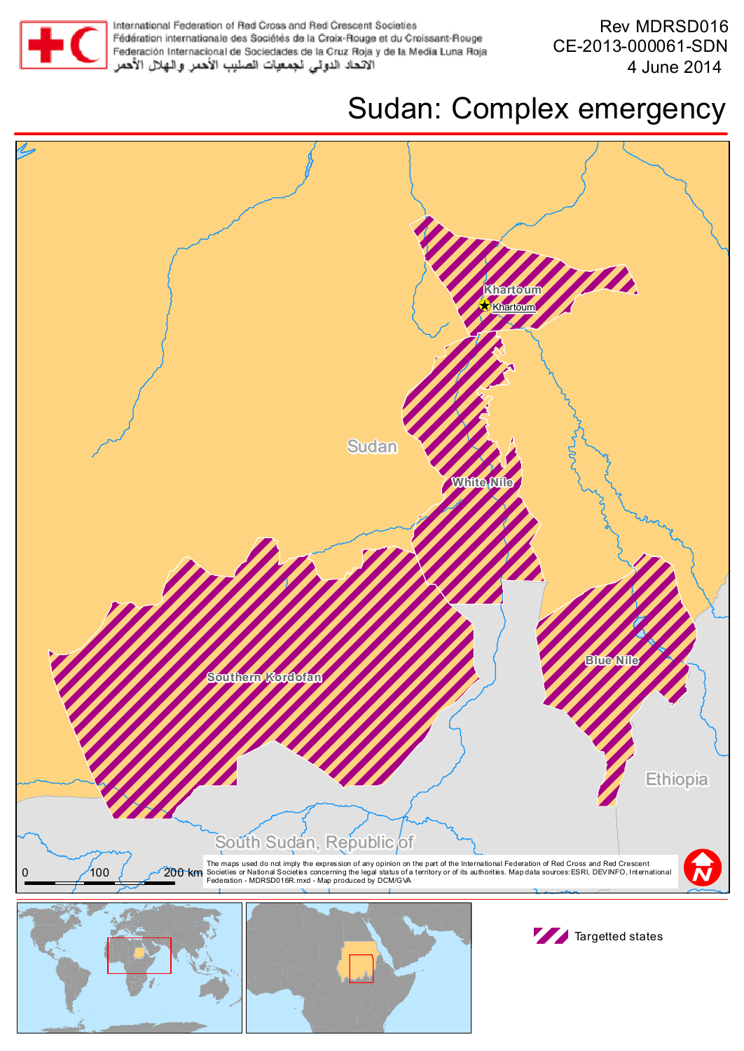International Federation of Red Cross and Red Crescent Societies
Fédération internationale des Sociétés de la Croix-Rouge et du Croissant-Rouge
Federación Internacional de Sociedades de la Cruz Roja y de la Media Luna Roja
الاتحاد الدولي لجمعيات الصليب الأحمر والهلال الأحمر

Rev MDRSD016
CE-2013-000061-SDN
4 June 2014

# Sudan: Complex emergency

Khartoum
Khartoum
Sudan
White Nile
Southern Kordofan
Blue Nile
Ethiopia
South Sudan, Republic of

0 100 200 km

The maps used do not imply the expression of any opinion on the part of the International Federation of Red Cross and Red Crescent Societies or National Societies concerning the legal status of a territory or of its authorities. Map data sources: ESRI, DEVINFO, International Federation - MDRSD016R.mxd - Map produced by DCM/GVA

Targetted states